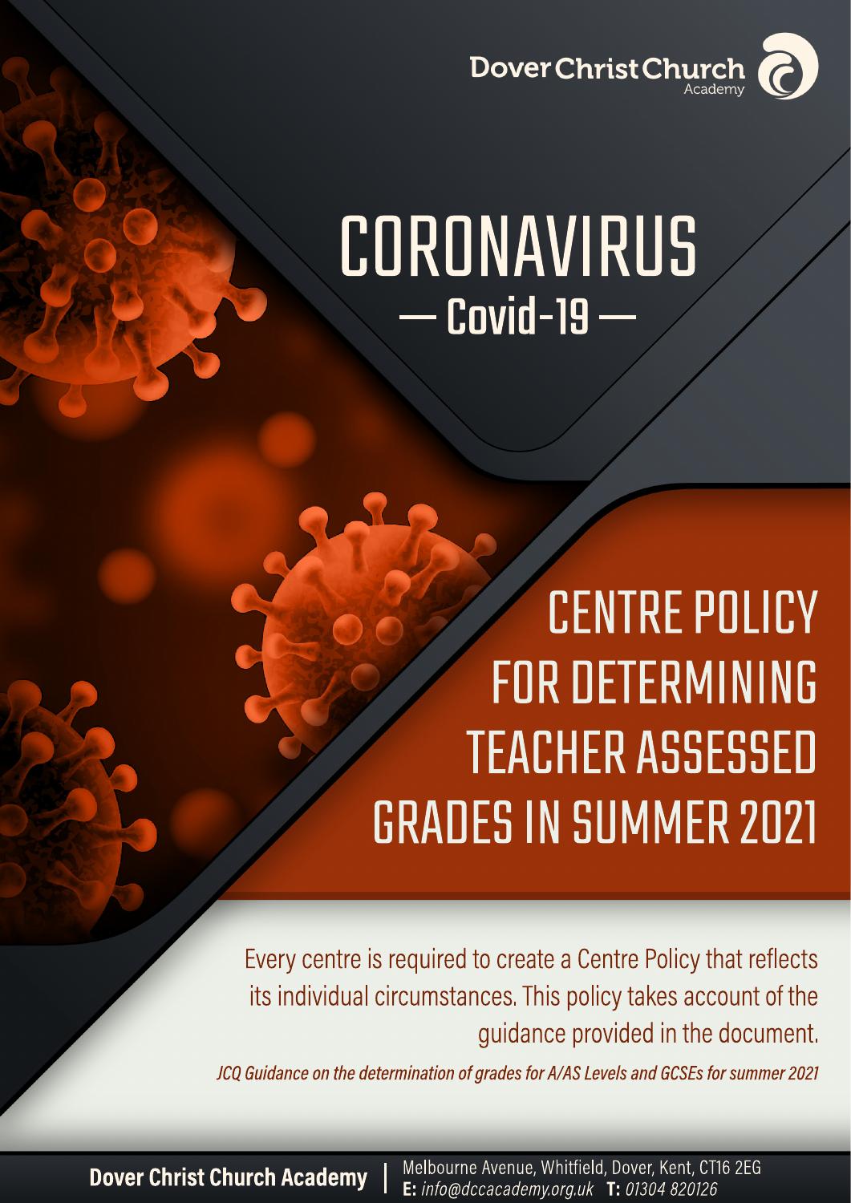Dover Christ Church Academy

# CORONAVIRUS

## — Covid-19 —

# CENTRE POLICY FOR DETERMINING TEACHER ASSESSED GRADES IN SUMMER 2021

Every centre is required to create a Centre Policy that reflects its individual circumstances. This policy takes account of the guidance provided in the document.

*JCQ Guidance on the determination of grades for A/AS Levels and GCSEs for summer 2021*

**Dover Christ Church Academy** | Melbourne Avenue, Whitfield, Dover, Kent, CT16 2EG
**E:** *info@dccacademy.org.uk* **T:** *01304 820126*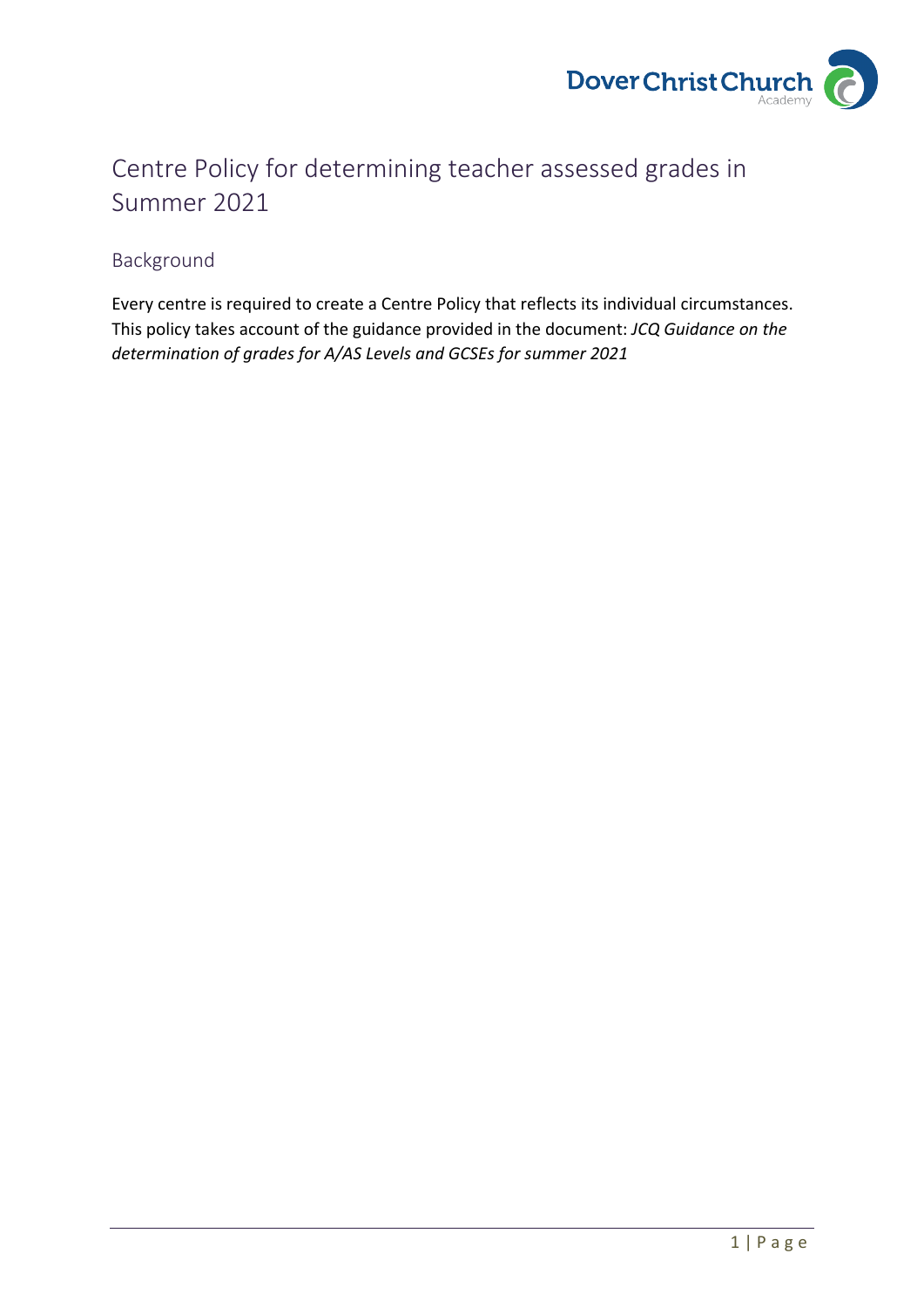# Centre Policy for determining teacher assessed grades in Summer 2021

## Background

Every centre is required to create a Centre Policy that reflects its individual circumstances. This policy takes account of the guidance provided in the document: *JCQ Guidance on the determination of grades for A/AS Levels and GCSEs for summer 2021*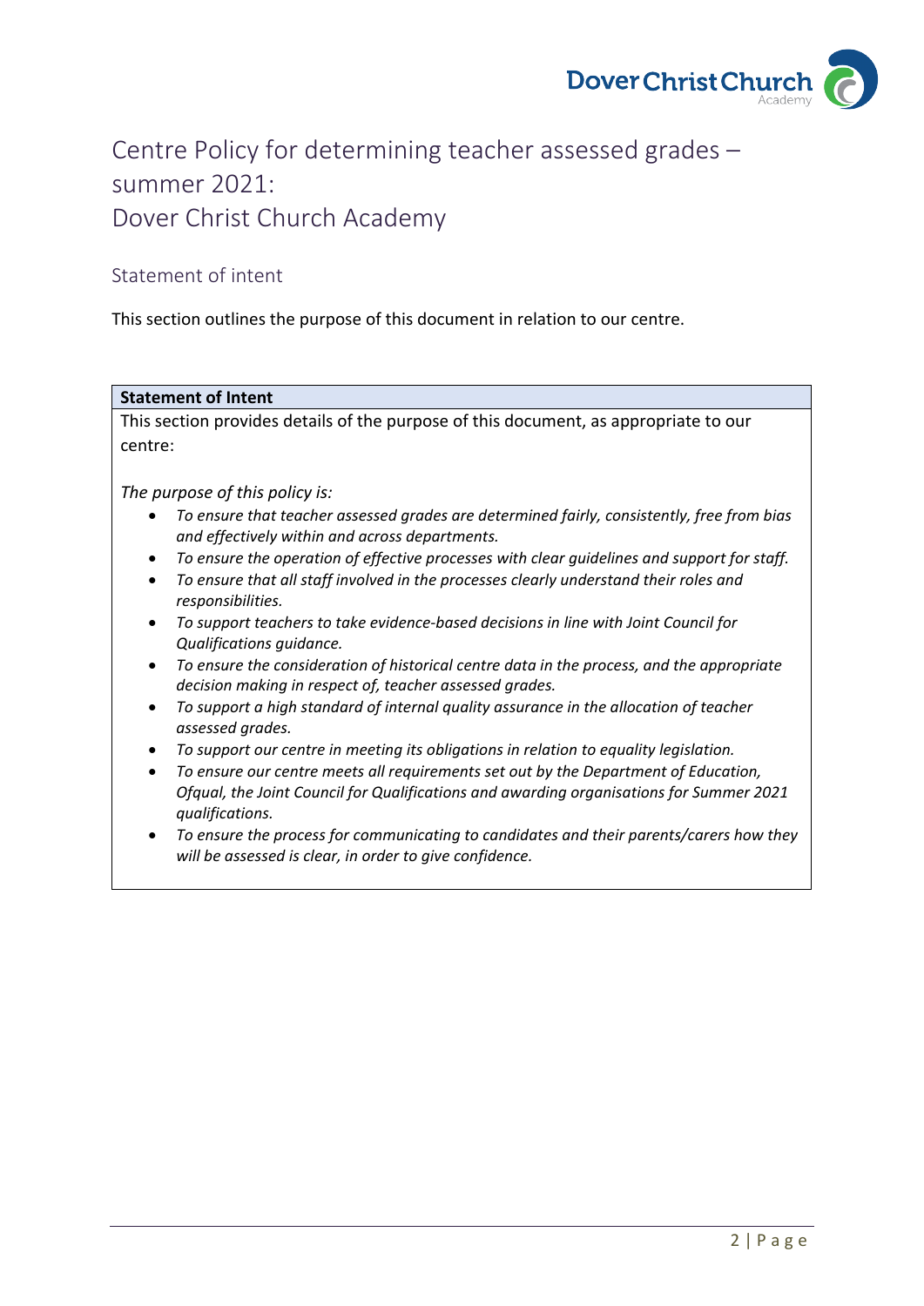# Centre Policy for determining teacher assessed grades – summer 2021: Dover Christ Church Academy

## Statement of intent

This section outlines the purpose of this document in relation to our centre.

| **Statement of Intent** |
| --- |
| This section provides details of the purpose of this document, as appropriate to our centre:<br><br>*The purpose of this policy is:*<br>• *To ensure that teacher assessed grades are determined fairly, consistently, free from bias and effectively within and across departments.*<br>• *To ensure the operation of effective processes with clear guidelines and support for staff.*<br>• *To ensure that all staff involved in the processes clearly understand their roles and responsibilities.*<br>• *To support teachers to take evidence-based decisions in line with Joint Council for Qualifications guidance.*<br>• *To ensure the consideration of historical centre data in the process, and the appropriate decision making in respect of, teacher assessed grades.*<br>• *To support a high standard of internal quality assurance in the allocation of teacher assessed grades.*<br>• *To support our centre in meeting its obligations in relation to equality legislation.*<br>• *To ensure our centre meets all requirements set out by the Department of Education, Ofqual, the Joint Council for Qualifications and awarding organisations for Summer 2021 qualifications.*<br>• *To ensure the process for communicating to candidates and their parents/carers how they will be assessed is clear, in order to give confidence.* |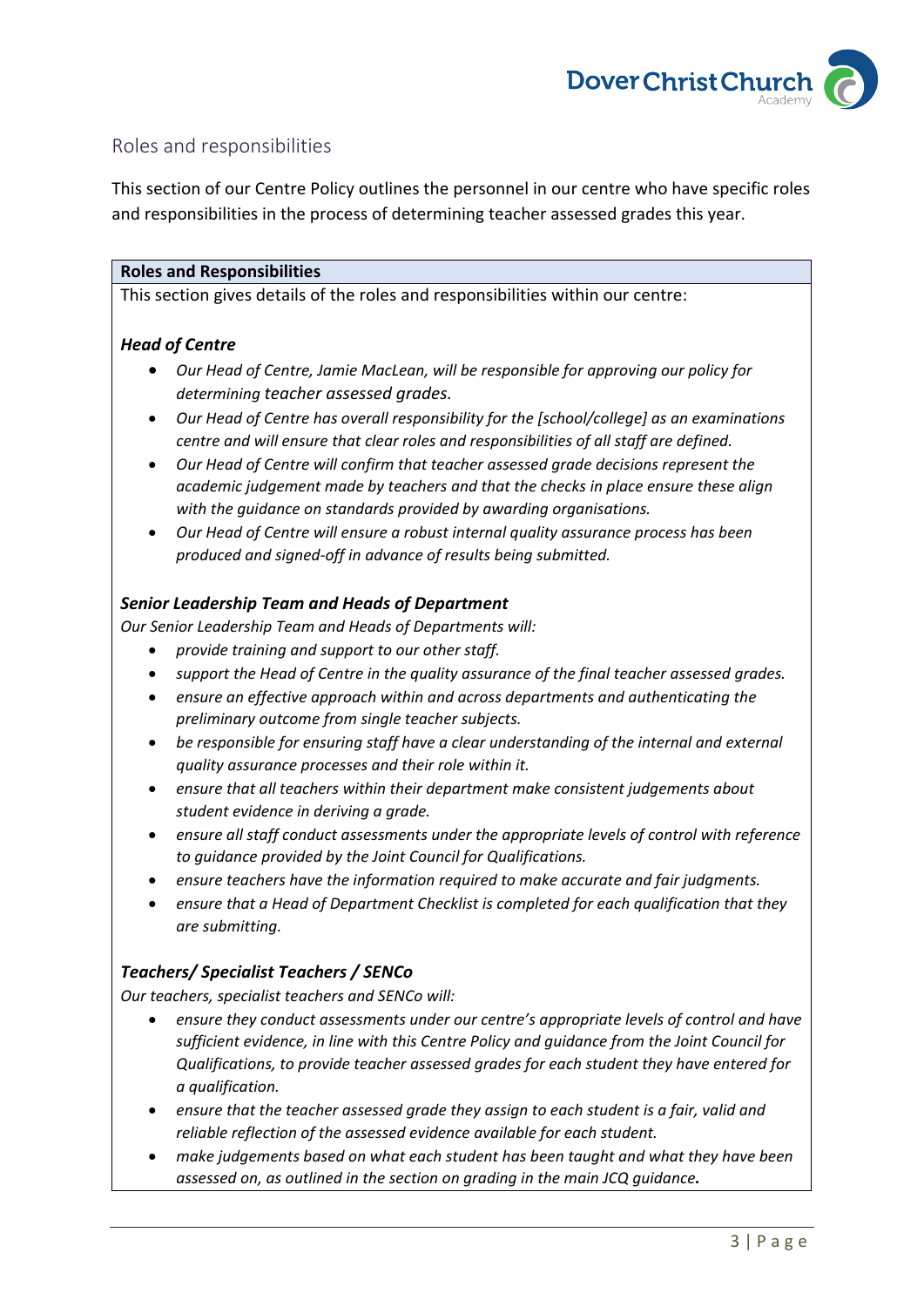## Roles and responsibilities

This section of our Centre Policy outlines the personnel in our centre who have specific roles and responsibilities in the process of determining teacher assessed grades this year.

**Roles and Responsibilities**

This section gives details of the roles and responsibilities within our centre:

***Head of Centre***

- *Our Head of Centre, Jamie MacLean, will be responsible for approving our policy for determining teacher assessed grades.*
- *Our Head of Centre has overall responsibility for the [school/college] as an examinations centre and will ensure that clear roles and responsibilities of all staff are defined.*
- *Our Head of Centre will confirm that teacher assessed grade decisions represent the academic judgement made by teachers and that the checks in place ensure these align with the guidance on standards provided by awarding organisations.*
- *Our Head of Centre will ensure a robust internal quality assurance process has been produced and signed-off in advance of results being submitted.*

***Senior Leadership Team and Heads of Department***

*Our Senior Leadership Team and Heads of Departments will:*

- *provide training and support to our other staff.*
- *support the Head of Centre in the quality assurance of the final teacher assessed grades.*
- *ensure an effective approach within and across departments and authenticating the preliminary outcome from single teacher subjects.*
- *be responsible for ensuring staff have a clear understanding of the internal and external quality assurance processes and their role within it.*
- *ensure that all teachers within their department make consistent judgements about student evidence in deriving a grade.*
- *ensure all staff conduct assessments under the appropriate levels of control with reference to guidance provided by the Joint Council for Qualifications.*
- *ensure teachers have the information required to make accurate and fair judgments.*
- *ensure that a Head of Department Checklist is completed for each qualification that they are submitting.*

***Teachers/ Specialist Teachers / SENCo***

*Our teachers, specialist teachers and SENCo will:*

- *ensure they conduct assessments under our centre's appropriate levels of control and have sufficient evidence, in line with this Centre Policy and guidance from the Joint Council for Qualifications, to provide teacher assessed grades for each student they have entered for a qualification.*
- *ensure that the teacher assessed grade they assign to each student is a fair, valid and reliable reflection of the assessed evidence available for each student.*
- *make judgements based on what each student has been taught and what they have been assessed on, as outlined in the section on grading in the main JCQ guidance.*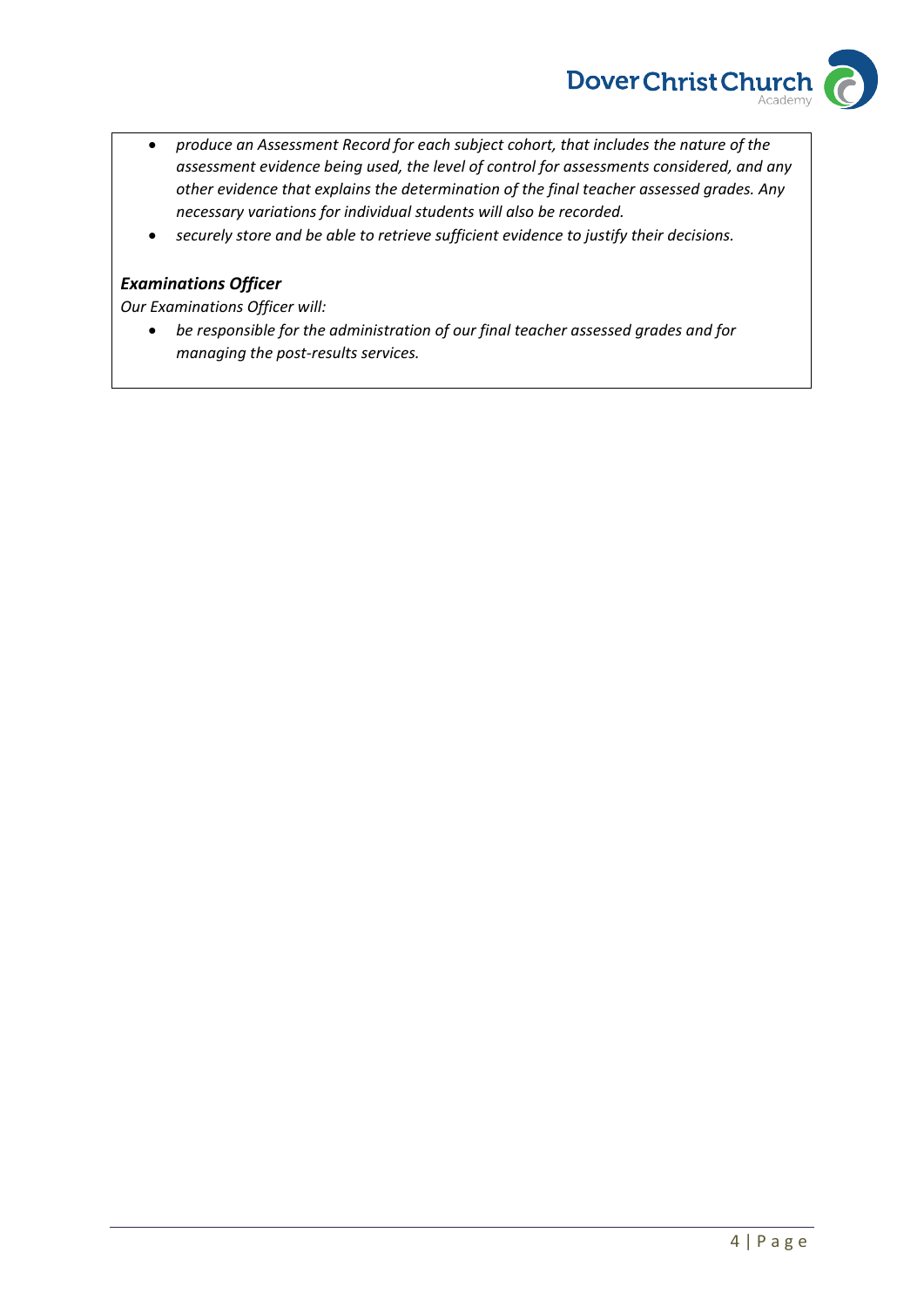- *produce an Assessment Record for each subject cohort, that includes the nature of the assessment evidence being used, the level of control for assessments considered, and any other evidence that explains the determination of the final teacher assessed grades. Any necessary variations for individual students will also be recorded.*
- *securely store and be able to retrieve sufficient evidence to justify their decisions.*

***Examinations Officer***

*Our Examinations Officer will:*

- *be responsible for the administration of our final teacher assessed grades and for managing the post-results services.*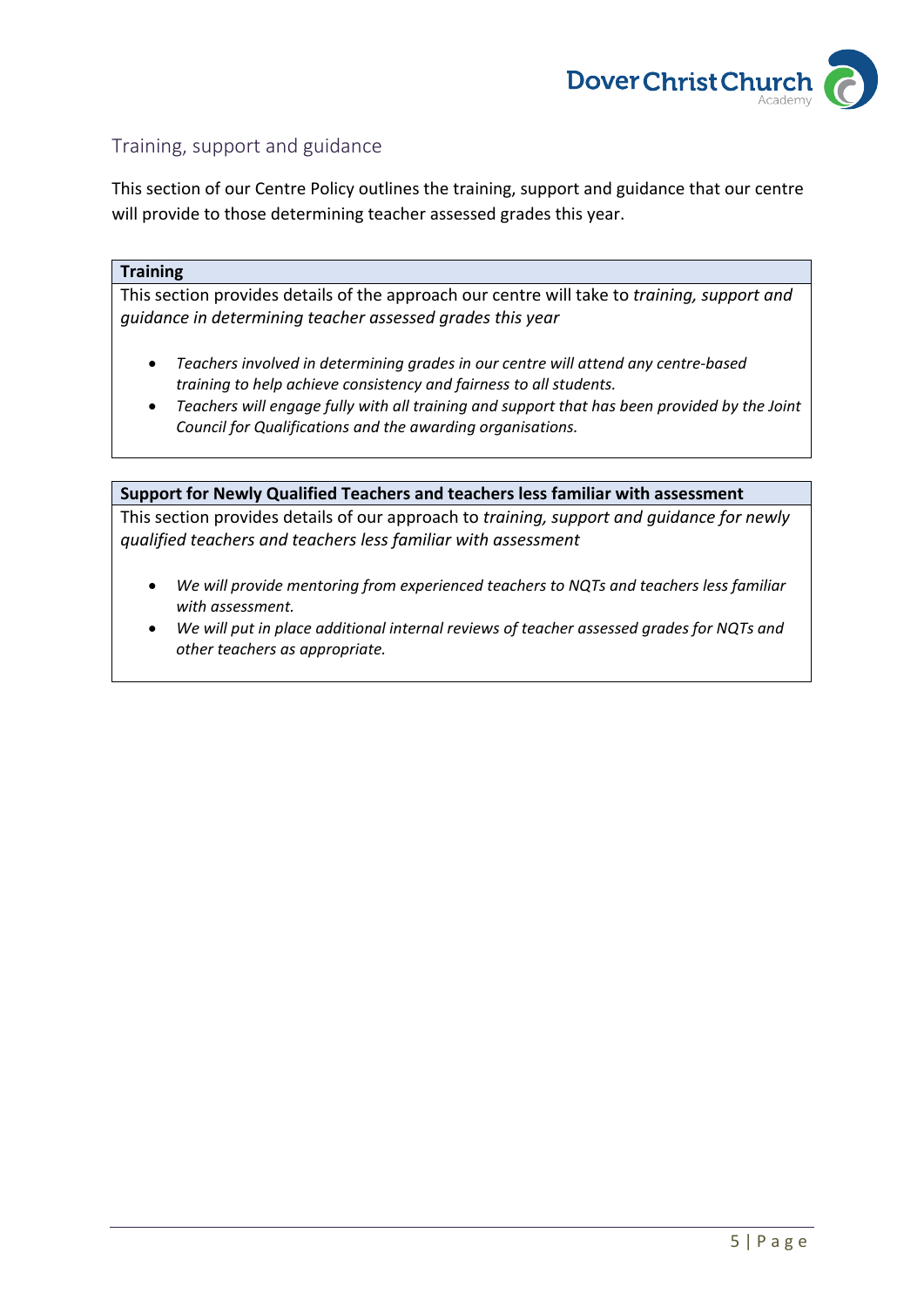## Training, support and guidance

This section of our Centre Policy outlines the training, support and guidance that our centre will provide to those determining teacher assessed grades this year.

### Training

This section provides details of the approach our centre will take to *training, support and guidance in determining teacher assessed grades this year*

- *Teachers involved in determining grades in our centre will attend any centre-based training to help achieve consistency and fairness to all students.*
- *Teachers will engage fully with all training and support that has been provided by the Joint Council for Qualifications and the awarding organisations.*

### Support for Newly Qualified Teachers and teachers less familiar with assessment

This section provides details of our approach to *training, support and guidance for newly qualified teachers and teachers less familiar with assessment*

- *We will provide mentoring from experienced teachers to NQTs and teachers less familiar with assessment.*
- *We will put in place additional internal reviews of teacher assessed grades for NQTs and other teachers as appropriate.*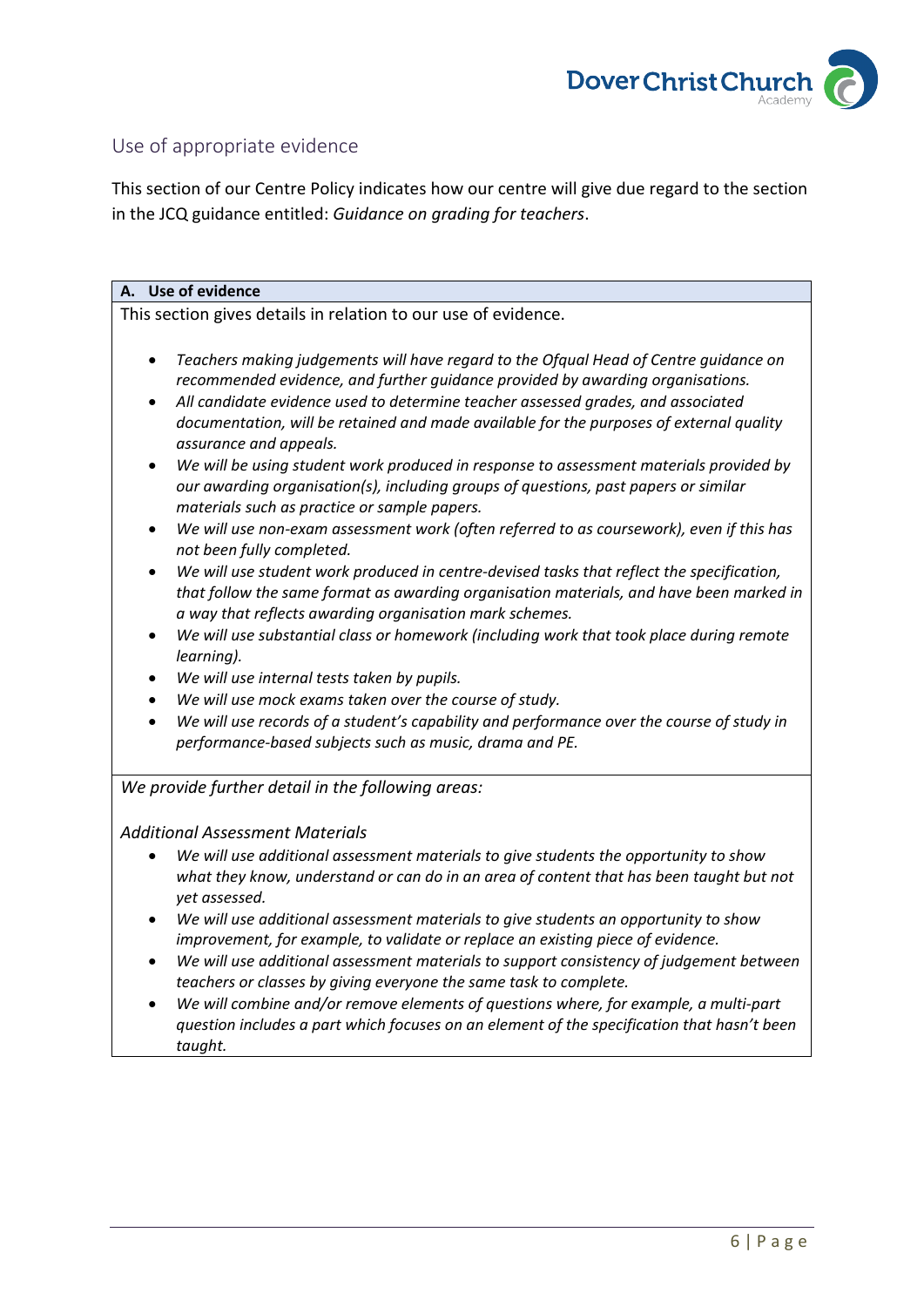## Use of appropriate evidence

This section of our Centre Policy indicates how our centre will give due regard to the section in the JCQ guidance entitled: *Guidance on grading for teachers*.

**A. Use of evidence**

This section gives details in relation to our use of evidence.

- *Teachers making judgements will have regard to the Ofqual Head of Centre guidance on recommended evidence, and further guidance provided by awarding organisations.*
- *All candidate evidence used to determine teacher assessed grades, and associated documentation, will be retained and made available for the purposes of external quality assurance and appeals.*
- *We will be using student work produced in response to assessment materials provided by our awarding organisation(s), including groups of questions, past papers or similar materials such as practice or sample papers.*
- *We will use non-exam assessment work (often referred to as coursework), even if this has not been fully completed.*
- *We will use student work produced in centre-devised tasks that reflect the specification, that follow the same format as awarding organisation materials, and have been marked in a way that reflects awarding organisation mark schemes.*
- *We will use substantial class or homework (including work that took place during remote learning).*
- *We will use internal tests taken by pupils.*
- *We will use mock exams taken over the course of study.*
- *We will use records of a student's capability and performance over the course of study in performance-based subjects such as music, drama and PE.*

*We provide further detail in the following areas:*

*Additional Assessment Materials*

- *We will use additional assessment materials to give students the opportunity to show what they know, understand or can do in an area of content that has been taught but not yet assessed.*
- *We will use additional assessment materials to give students an opportunity to show improvement, for example, to validate or replace an existing piece of evidence.*
- *We will use additional assessment materials to support consistency of judgement between teachers or classes by giving everyone the same task to complete.*
- *We will combine and/or remove elements of questions where, for example, a multi-part question includes a part which focuses on an element of the specification that hasn't been taught.*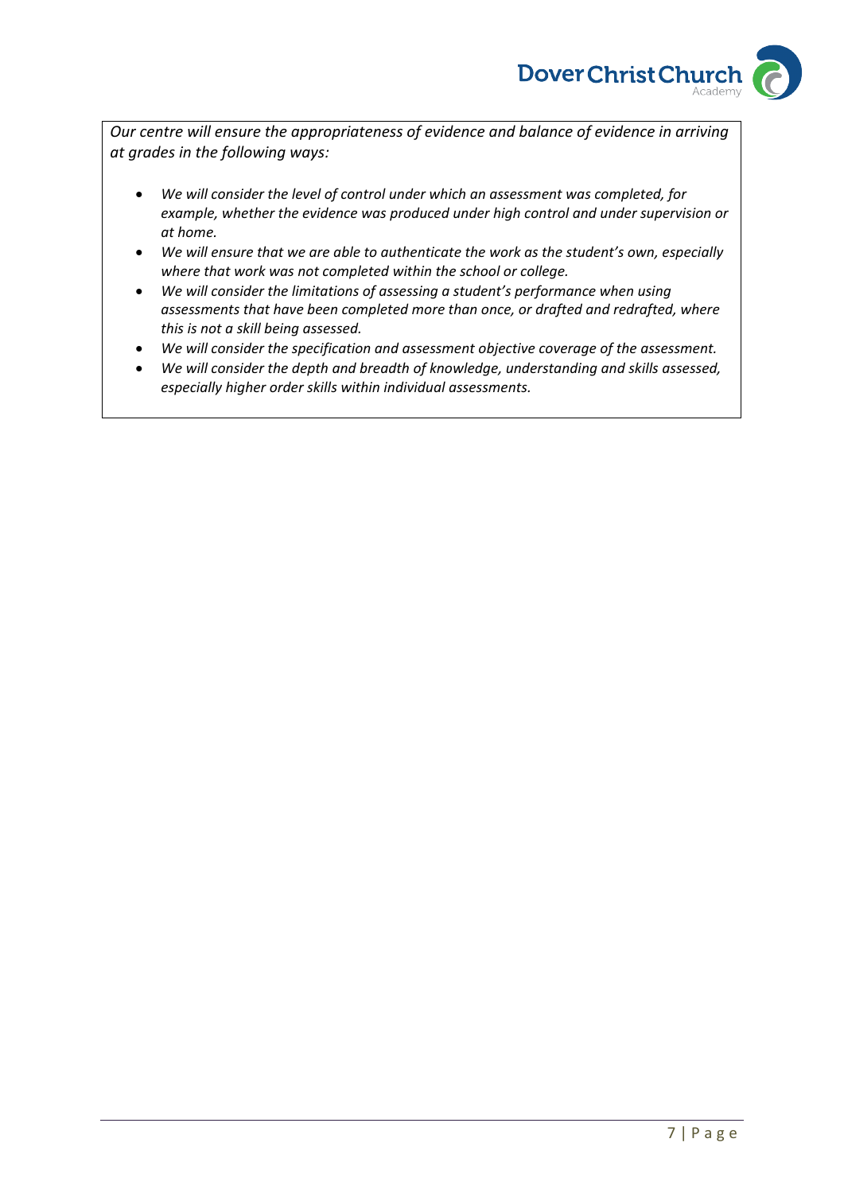*Our centre will ensure the appropriateness of evidence and balance of evidence in arriving at grades in the following ways:*

- *We will consider the level of control under which an assessment was completed, for example, whether the evidence was produced under high control and under supervision or at home.*
- *We will ensure that we are able to authenticate the work as the student's own, especially where that work was not completed within the school or college.*
- *We will consider the limitations of assessing a student's performance when using assessments that have been completed more than once, or drafted and redrafted, where this is not a skill being assessed.*
- *We will consider the specification and assessment objective coverage of the assessment.*
- *We will consider the depth and breadth of knowledge, understanding and skills assessed, especially higher order skills within individual assessments.*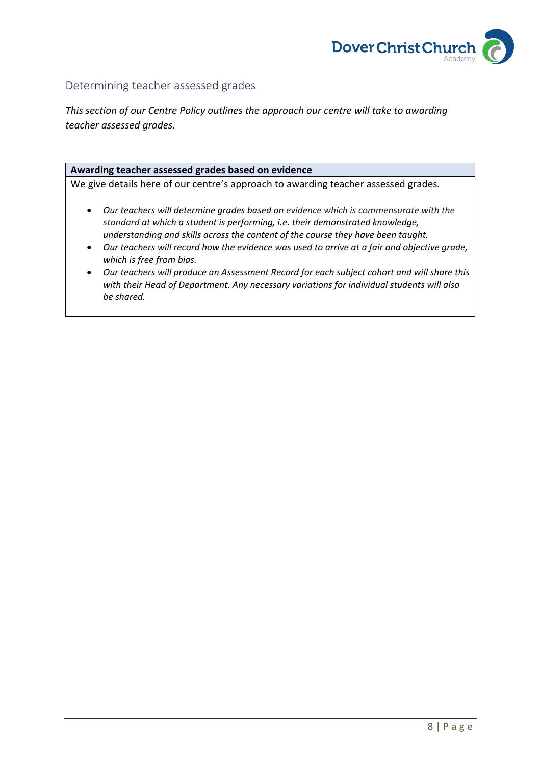## Determining teacher assessed grades

*This section of our Centre Policy outlines the approach our centre will take to awarding teacher assessed grades.*

| **Awarding teacher assessed grades based on evidence** |
| --- |
| We give details here of our centre's approach to awarding teacher assessed grades.<br><br>• *Our teachers will determine grades based on evidence which is commensurate with the standard at which a student is performing, i.e. their demonstrated knowledge, understanding and skills across the content of the course they have been taught.*<br>• *Our teachers will record how the evidence was used to arrive at a fair and objective grade, which is free from bias.*<br>• *Our teachers will produce an Assessment Record for each subject cohort and will share this with their Head of Department. Any necessary variations for individual students will also be shared.* |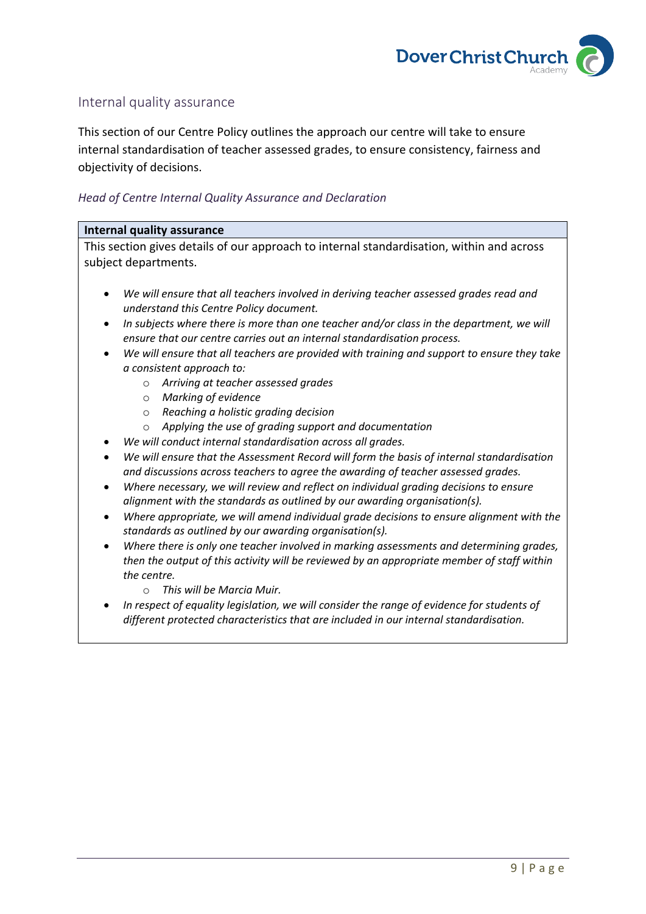## Internal quality assurance

This section of our Centre Policy outlines the approach our centre will take to ensure internal standardisation of teacher assessed grades, to ensure consistency, fairness and objectivity of decisions.

*Head of Centre Internal Quality Assurance and Declaration*

| **Internal quality assurance** |
|---|
| This section gives details of our approach to internal standardisation, within and across subject departments.<br><br>• *We will ensure that all teachers involved in deriving teacher assessed grades read and understand this Centre Policy document.*<br>• *In subjects where there is more than one teacher and/or class in the department, we will ensure that our centre carries out an internal standardisation process.*<br>• *We will ensure that all teachers are provided with training and support to ensure they take a consistent approach to:*<br>&nbsp;&nbsp;&nbsp;&nbsp;○ *Arriving at teacher assessed grades*<br>&nbsp;&nbsp;&nbsp;&nbsp;○ *Marking of evidence*<br>&nbsp;&nbsp;&nbsp;&nbsp;○ *Reaching a holistic grading decision*<br>&nbsp;&nbsp;&nbsp;&nbsp;○ *Applying the use of grading support and documentation*<br>• *We will conduct internal standardisation across all grades.*<br>• *We will ensure that the Assessment Record will form the basis of internal standardisation and discussions across teachers to agree the awarding of teacher assessed grades.*<br>• *Where necessary, we will review and reflect on individual grading decisions to ensure alignment with the standards as outlined by our awarding organisation(s).*<br>• *Where appropriate, we will amend individual grade decisions to ensure alignment with the standards as outlined by our awarding organisation(s).*<br>• *Where there is only one teacher involved in marking assessments and determining grades, then the output of this activity will be reviewed by an appropriate member of staff within the centre.*<br>&nbsp;&nbsp;&nbsp;&nbsp;○ *This will be Marcia Muir.*<br>• *In respect of equality legislation, we will consider the range of evidence for students of different protected characteristics that are included in our internal standardisation.* |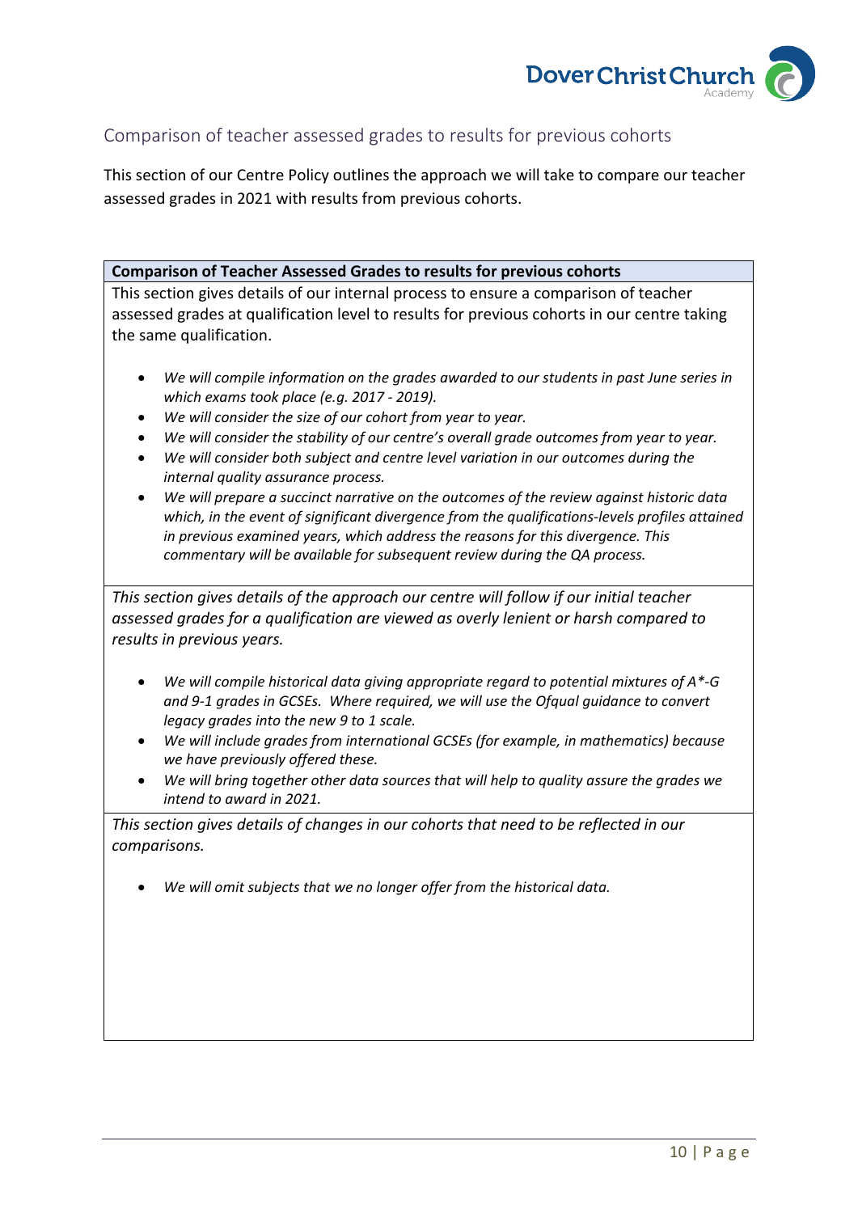## Comparison of teacher assessed grades to results for previous cohorts

This section of our Centre Policy outlines the approach we will take to compare our teacher assessed grades in 2021 with results from previous cohorts.

**Comparison of Teacher Assessed Grades to results for previous cohorts**

This section gives details of our internal process to ensure a comparison of teacher assessed grades at qualification level to results for previous cohorts in our centre taking the same qualification.

- *We will compile information on the grades awarded to our students in past June series in which exams took place (e.g. 2017 - 2019).*
- *We will consider the size of our cohort from year to year.*
- *We will consider the stability of our centre's overall grade outcomes from year to year.*
- *We will consider both subject and centre level variation in our outcomes during the internal quality assurance process.*
- *We will prepare a succinct narrative on the outcomes of the review against historic data which, in the event of significant divergence from the qualifications-levels profiles attained in previous examined years, which address the reasons for this divergence. This commentary will be available for subsequent review during the QA process.*

*This section gives details of the approach our centre will follow if our initial teacher assessed grades for a qualification are viewed as overly lenient or harsh compared to results in previous years.*

- *We will compile historical data giving appropriate regard to potential mixtures of A*-G and 9-1 grades in GCSEs. Where required, we will use the Ofqual guidance to convert legacy grades into the new 9 to 1 scale.*
- *We will include grades from international GCSEs (for example, in mathematics) because we have previously offered these.*
- *We will bring together other data sources that will help to quality assure the grades we intend to award in 2021.*

*This section gives details of changes in our cohorts that need to be reflected in our comparisons.*

- *We will omit subjects that we no longer offer from the historical data.*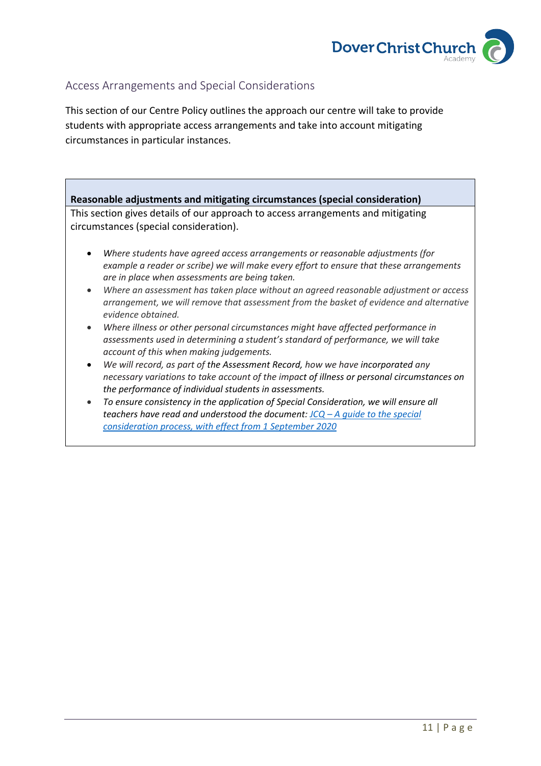## Access Arrangements and Special Considerations

This section of our Centre Policy outlines the approach our centre will take to provide students with appropriate access arrangements and take into account mitigating circumstances in particular instances.

| **Reasonable adjustments and mitigating circumstances (special consideration)** |
|---|
| This section gives details of our approach to access arrangements and mitigating circumstances (special consideration).<br><br>• *Where students have agreed access arrangements or reasonable adjustments (for example a reader or scribe) we will make every effort to ensure that these arrangements are in place when assessments are being taken.*<br>• *Where an assessment has taken place without an agreed reasonable adjustment or access arrangement, we will remove that assessment from the basket of evidence and alternative evidence obtained.*<br>• *Where illness or other personal circumstances might have affected performance in assessments used in determining a student's standard of performance, we will take account of this when making judgements.*<br>• *We will record, as part of the Assessment Record, how we have incorporated any necessary variations to take account of the impact of illness or personal circumstances on the performance of individual students in assessments.*<br>• *To ensure consistency in the application of Special Consideration, we will ensure all teachers have read and understood the document: JCQ – A guide to the special consideration process, with effect from 1 September 2020* |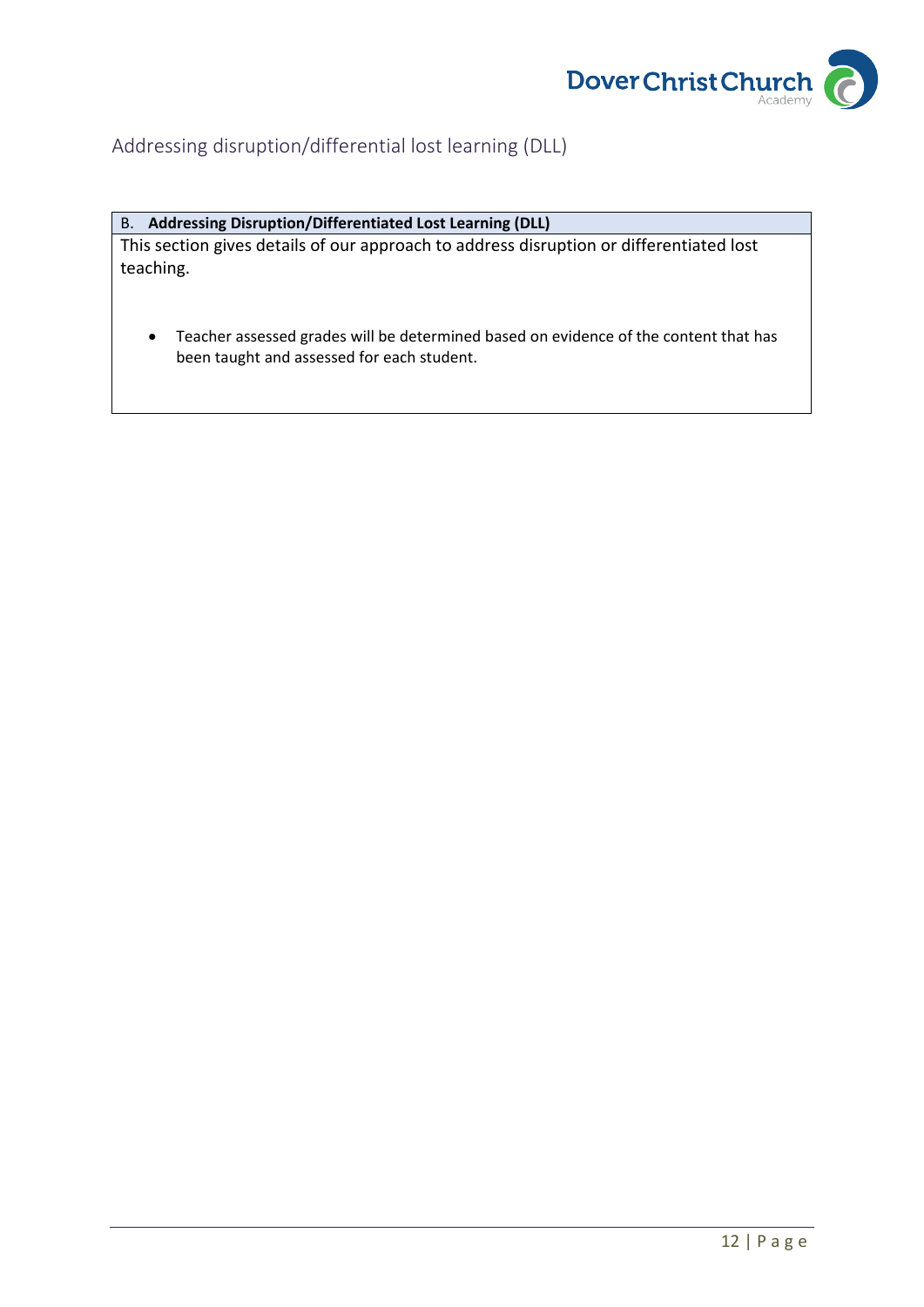## Addressing disruption/differential lost learning (DLL)

| B. **Addressing Disruption/Differentiated Lost Learning (DLL)** |
| --- |
| This section gives details of our approach to address disruption or differentiated lost teaching.<br><br>• Teacher assessed grades will be determined based on evidence of the content that has been taught and assessed for each student. |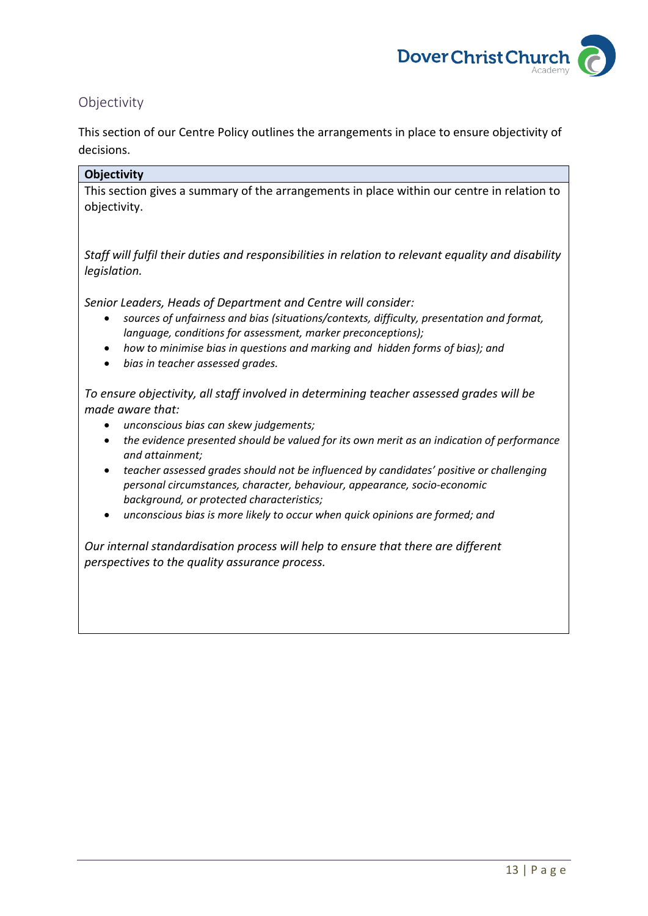## Objectivity

This section of our Centre Policy outlines the arrangements in place to ensure objectivity of decisions.

**Objectivity**

This section gives a summary of the arrangements in place within our centre in relation to objectivity.

*Staff will fulfil their duties and responsibilities in relation to relevant equality and disability legislation.*

*Senior Leaders, Heads of Department and Centre will consider:*

- *sources of unfairness and bias (situations/contexts, difficulty, presentation and format, language, conditions for assessment, marker preconceptions);*
- *how to minimise bias in questions and marking and hidden forms of bias); and*
- *bias in teacher assessed grades.*

*To ensure objectivity, all staff involved in determining teacher assessed grades will be made aware that:*

- *unconscious bias can skew judgements;*
- *the evidence presented should be valued for its own merit as an indication of performance and attainment;*
- *teacher assessed grades should not be influenced by candidates' positive or challenging personal circumstances, character, behaviour, appearance, socio-economic background, or protected characteristics;*
- *unconscious bias is more likely to occur when quick opinions are formed; and*

*Our internal standardisation process will help to ensure that there are different perspectives to the quality assurance process.*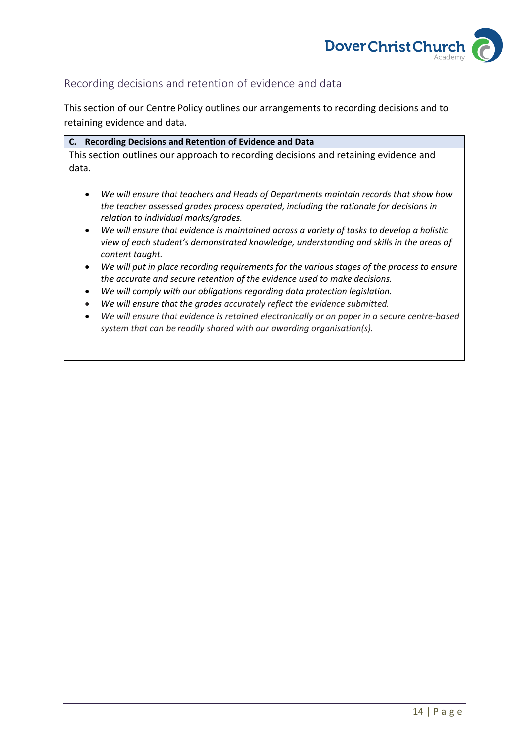## Recording decisions and retention of evidence and data

This section of our Centre Policy outlines our arrangements to recording decisions and to retaining evidence and data.

**C. Recording Decisions and Retention of Evidence and Data**

This section outlines our approach to recording decisions and retaining evidence and data.

- *We will ensure that teachers and Heads of Departments maintain records that show how the teacher assessed grades process operated, including the rationale for decisions in relation to individual marks/grades.*
- *We will ensure that evidence is maintained across a variety of tasks to develop a holistic view of each student's demonstrated knowledge, understanding and skills in the areas of content taught.*
- *We will put in place recording requirements for the various stages of the process to ensure the accurate and secure retention of the evidence used to make decisions.*
- *We will comply with our obligations regarding data protection legislation.*
- *We will ensure that the grades accurately reflect the evidence submitted.*
- *We will ensure that evidence is retained electronically or on paper in a secure centre-based system that can be readily shared with our awarding organisation(s).*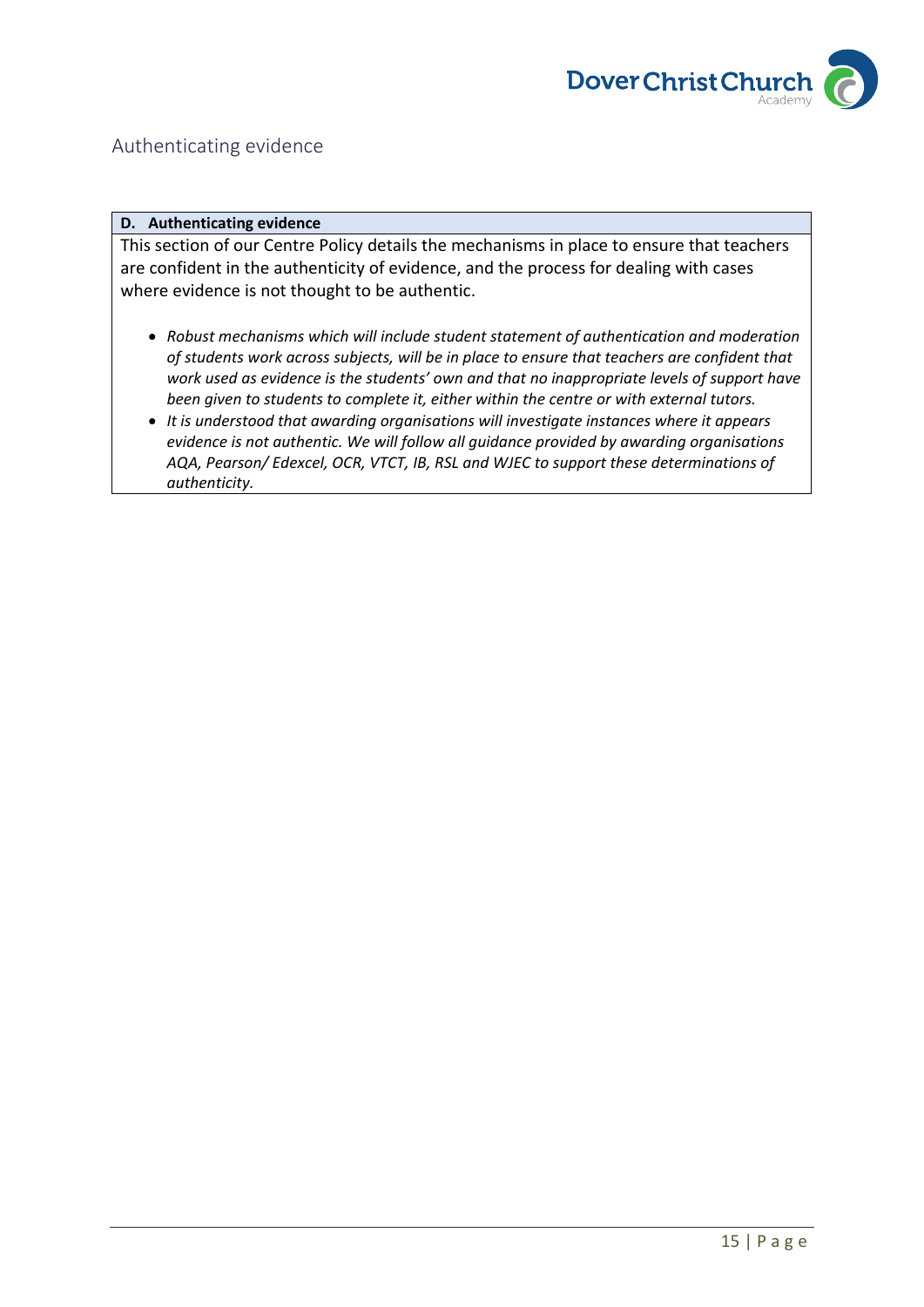## Authenticating evidence

**D. Authenticating evidence**

This section of our Centre Policy details the mechanisms in place to ensure that teachers are confident in the authenticity of evidence, and the process for dealing with cases where evidence is not thought to be authentic.

- *Robust mechanisms which will include student statement of authentication and moderation of students work across subjects, will be in place to ensure that teachers are confident that work used as evidence is the students' own and that no inappropriate levels of support have been given to students to complete it, either within the centre or with external tutors.*
- *It is understood that awarding organisations will investigate instances where it appears evidence is not authentic. We will follow all guidance provided by awarding organisations AQA, Pearson/ Edexcel, OCR, VTCT, IB, RSL and WJEC to support these determinations of authenticity.*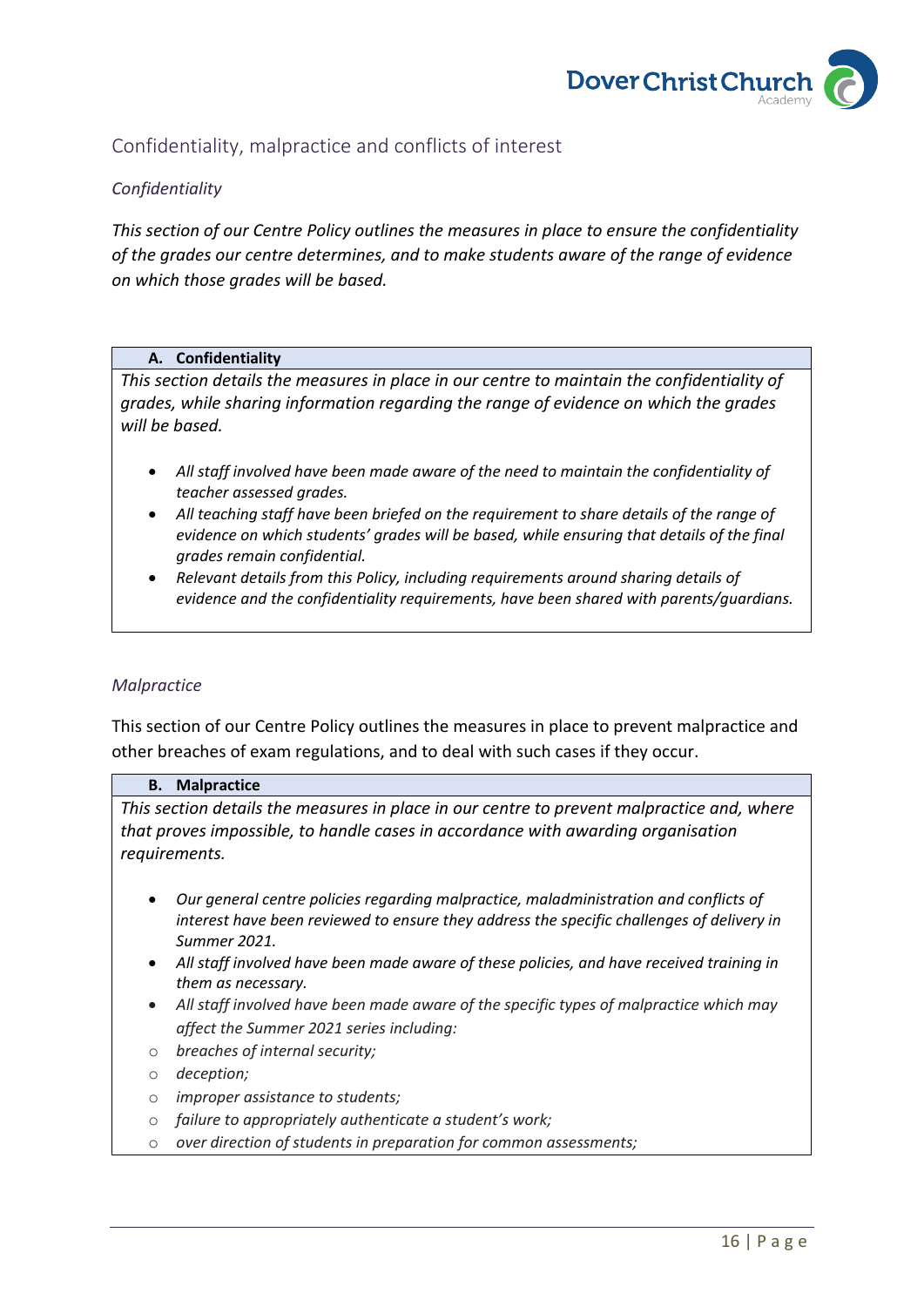## Confidentiality, malpractice and conflicts of interest

### *Confidentiality*

*This section of our Centre Policy outlines the measures in place to ensure the confidentiality of the grades our centre determines, and to make students aware of the range of evidence on which those grades will be based.*

**A. Confidentiality**

*This section details the measures in place in our centre to maintain the confidentiality of grades, while sharing information regarding the range of evidence on which the grades will be based.*

- *All staff involved have been made aware of the need to maintain the confidentiality of teacher assessed grades.*
- *All teaching staff have been briefed on the requirement to share details of the range of evidence on which students' grades will be based, while ensuring that details of the final grades remain confidential.*
- *Relevant details from this Policy, including requirements around sharing details of evidence and the confidentiality requirements, have been shared with parents/guardians.*

### *Malpractice*

This section of our Centre Policy outlines the measures in place to prevent malpractice and other breaches of exam regulations, and to deal with such cases if they occur.

**B. Malpractice**

*This section details the measures in place in our centre to prevent malpractice and, where that proves impossible, to handle cases in accordance with awarding organisation requirements.*

- *Our general centre policies regarding malpractice, maladministration and conflicts of interest have been reviewed to ensure they address the specific challenges of delivery in Summer 2021.*
- *All staff involved have been made aware of these policies, and have received training in them as necessary.*
- *All staff involved have been made aware of the specific types of malpractice which may affect the Summer 2021 series including:*
  - *breaches of internal security;*
  - *deception;*
  - *improper assistance to students;*
  - *failure to appropriately authenticate a student's work;*
  - *over direction of students in preparation for common assessments;*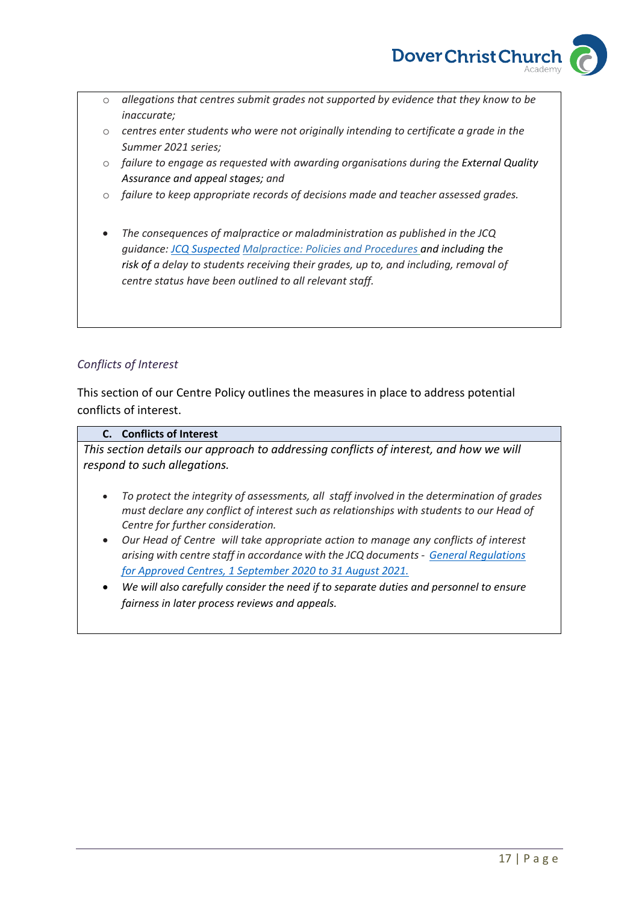- *allegations that centres submit grades not supported by evidence that they know to be inaccurate;*
- *centres enter students who were not originally intending to certificate a grade in the Summer 2021 series;*
- *failure to engage as requested with awarding organisations during the External Quality Assurance and appeal stages; and*
- *failure to keep appropriate records of decisions made and teacher assessed grades.*

- *The consequences of malpractice or maladministration as published in the JCQ guidance: JCQ Suspected Malpractice: Policies and Procedures and including the risk of a delay to students receiving their grades, up to, and including, removal of centre status have been outlined to all relevant staff.*

*Conflicts of Interest*

This section of our Centre Policy outlines the measures in place to address potential conflicts of interest.

**C. Conflicts of Interest**

*This section details our approach to addressing conflicts of interest, and how we will respond to such allegations.*

- *To protect the integrity of assessments, all staff involved in the determination of grades must declare any conflict of interest such as relationships with students to our Head of Centre for further consideration.*
- *Our Head of Centre will take appropriate action to manage any conflicts of interest arising with centre staff in accordance with the JCQ documents - General Regulations for Approved Centres, 1 September 2020 to 31 August 2021.*
- *We will also carefully consider the need if to separate duties and personnel to ensure fairness in later process reviews and appeals.*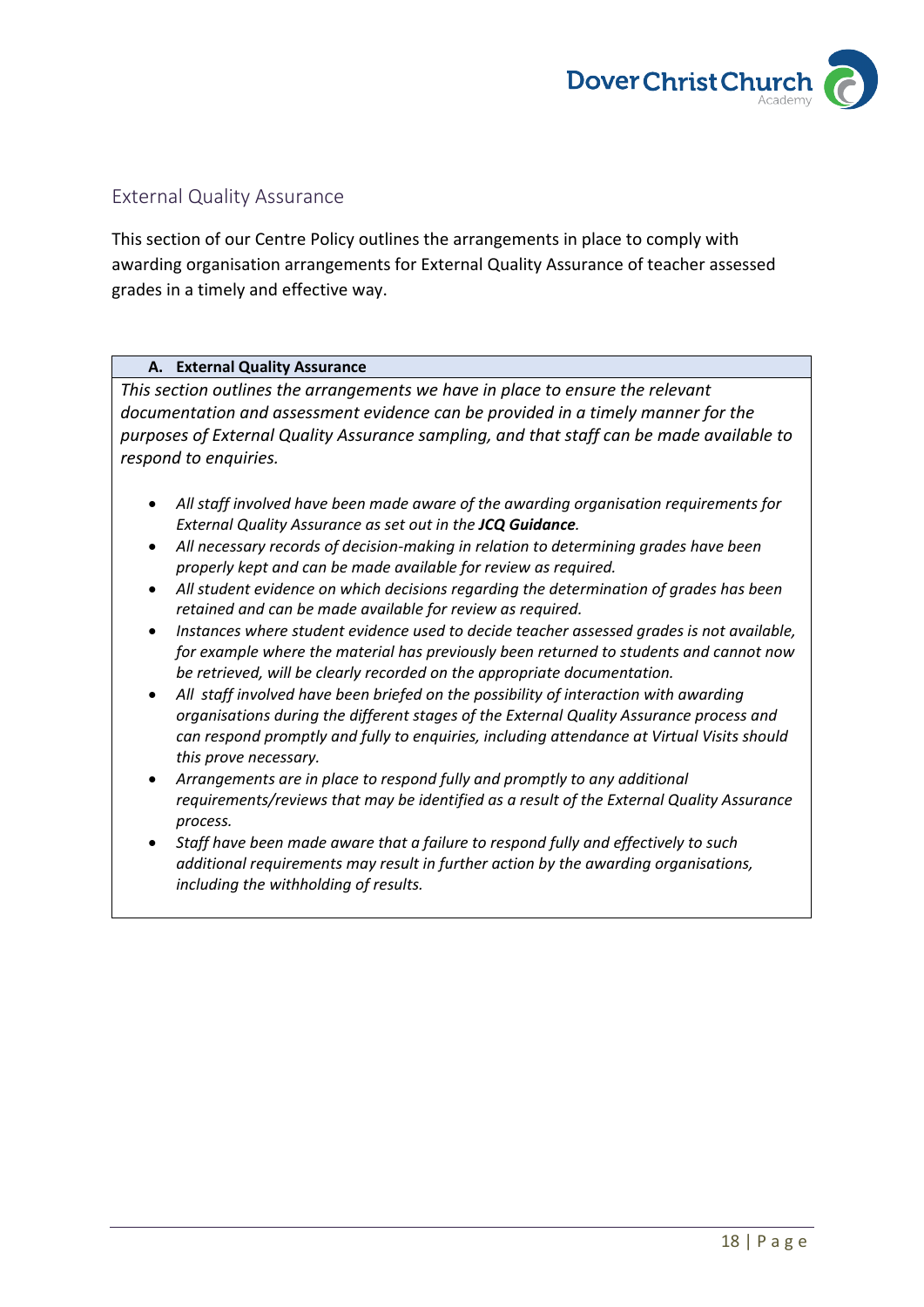## External Quality Assurance

This section of our Centre Policy outlines the arrangements in place to comply with awarding organisation arrangements for External Quality Assurance of teacher assessed grades in a timely and effective way.

### A. External Quality Assurance

*This section outlines the arrangements we have in place to ensure the relevant documentation and assessment evidence can be provided in a timely manner for the purposes of External Quality Assurance sampling, and that staff can be made available to respond to enquiries.*

- *All staff involved have been made aware of the awarding organisation requirements for External Quality Assurance as set out in the **JCQ Guidance**.*
- *All necessary records of decision-making in relation to determining grades have been properly kept and can be made available for review as required.*
- *All student evidence on which decisions regarding the determination of grades has been retained and can be made available for review as required.*
- *Instances where student evidence used to decide teacher assessed grades is not available, for example where the material has previously been returned to students and cannot now be retrieved, will be clearly recorded on the appropriate documentation.*
- *All staff involved have been briefed on the possibility of interaction with awarding organisations during the different stages of the External Quality Assurance process and can respond promptly and fully to enquiries, including attendance at Virtual Visits should this prove necessary.*
- *Arrangements are in place to respond fully and promptly to any additional requirements/reviews that may be identified as a result of the External Quality Assurance process.*
- *Staff have been made aware that a failure to respond fully and effectively to such additional requirements may result in further action by the awarding organisations, including the withholding of results.*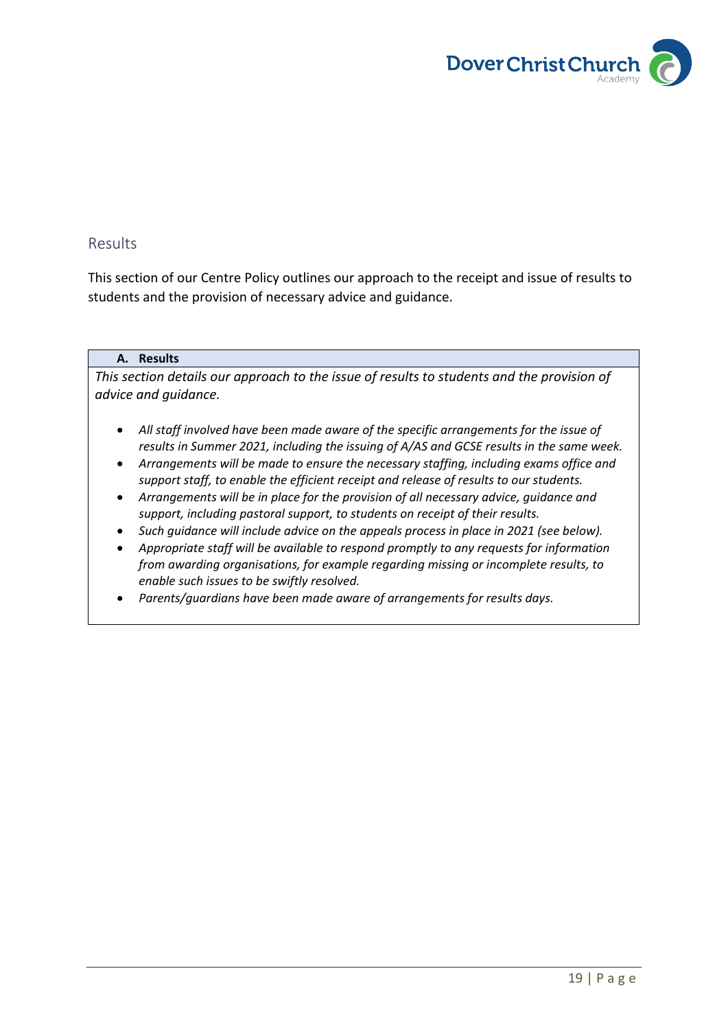## Results

This section of our Centre Policy outlines our approach to the receipt and issue of results to students and the provision of necessary advice and guidance.

### A. Results

*This section details our approach to the issue of results to students and the provision of advice and guidance.*

- *All staff involved have been made aware of the specific arrangements for the issue of results in Summer 2021, including the issuing of A/AS and GCSE results in the same week.*
- *Arrangements will be made to ensure the necessary staffing, including exams office and support staff, to enable the efficient receipt and release of results to our students.*
- *Arrangements will be in place for the provision of all necessary advice, guidance and support, including pastoral support, to students on receipt of their results.*
- *Such guidance will include advice on the appeals process in place in 2021 (see below).*
- *Appropriate staff will be available to respond promptly to any requests for information from awarding organisations, for example regarding missing or incomplete results, to enable such issues to be swiftly resolved.*
- *Parents/guardians have been made aware of arrangements for results days.*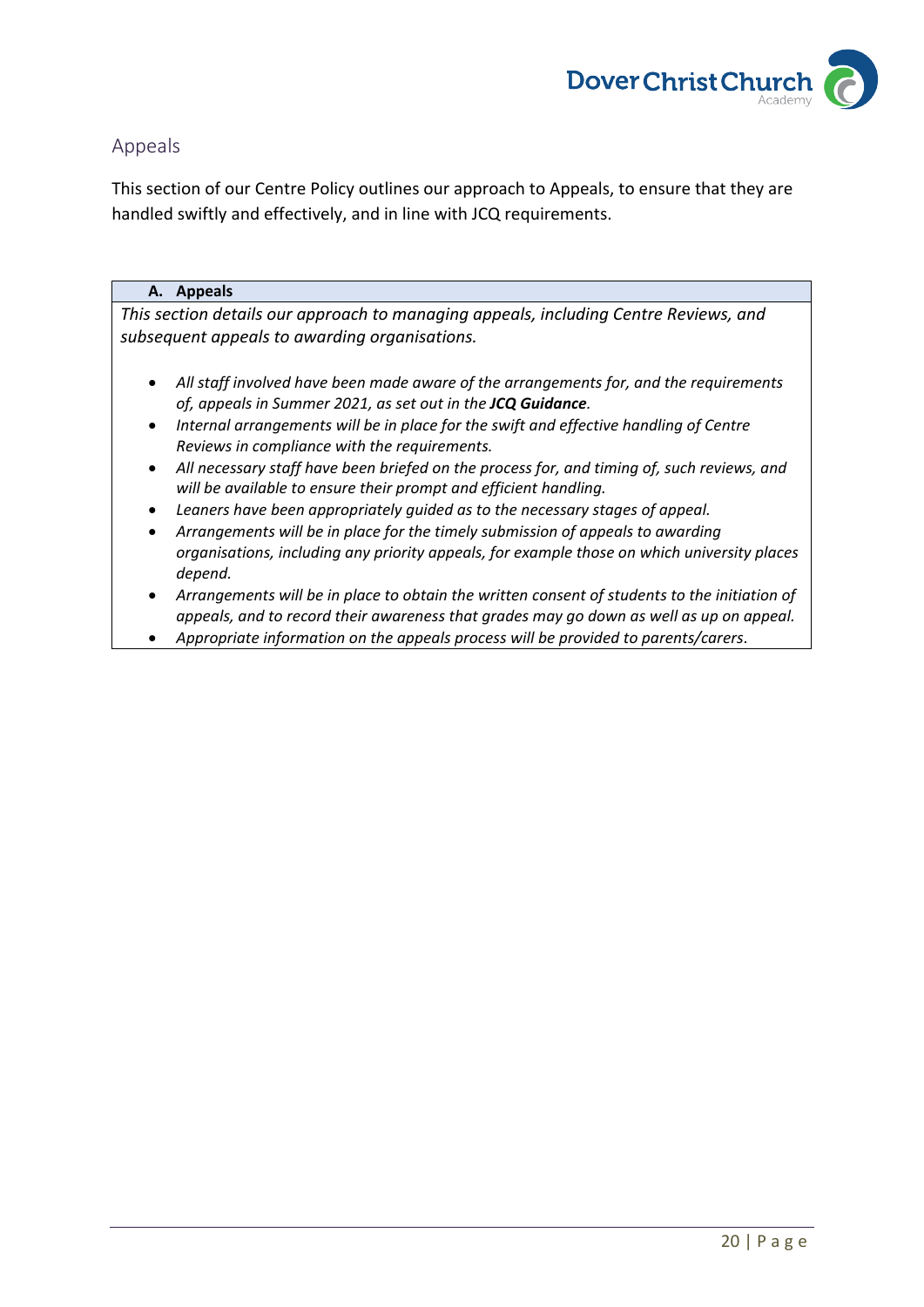## Appeals

This section of our Centre Policy outlines our approach to Appeals, to ensure that they are handled swiftly and effectively, and in line with JCQ requirements.

**A. Appeals**

*This section details our approach to managing appeals, including Centre Reviews, and subsequent appeals to awarding organisations.*

- *All staff involved have been made aware of the arrangements for, and the requirements of, appeals in Summer 2021, as set out in the **JCQ Guidance**.*
- *Internal arrangements will be in place for the swift and effective handling of Centre Reviews in compliance with the requirements.*
- *All necessary staff have been briefed on the process for, and timing of, such reviews, and will be available to ensure their prompt and efficient handling.*
- *Leaners have been appropriately guided as to the necessary stages of appeal.*
- *Arrangements will be in place for the timely submission of appeals to awarding organisations, including any priority appeals, for example those on which university places depend.*
- *Arrangements will be in place to obtain the written consent of students to the initiation of appeals, and to record their awareness that grades may go down as well as up on appeal.*
- *Appropriate information on the appeals process will be provided to parents/carers*.